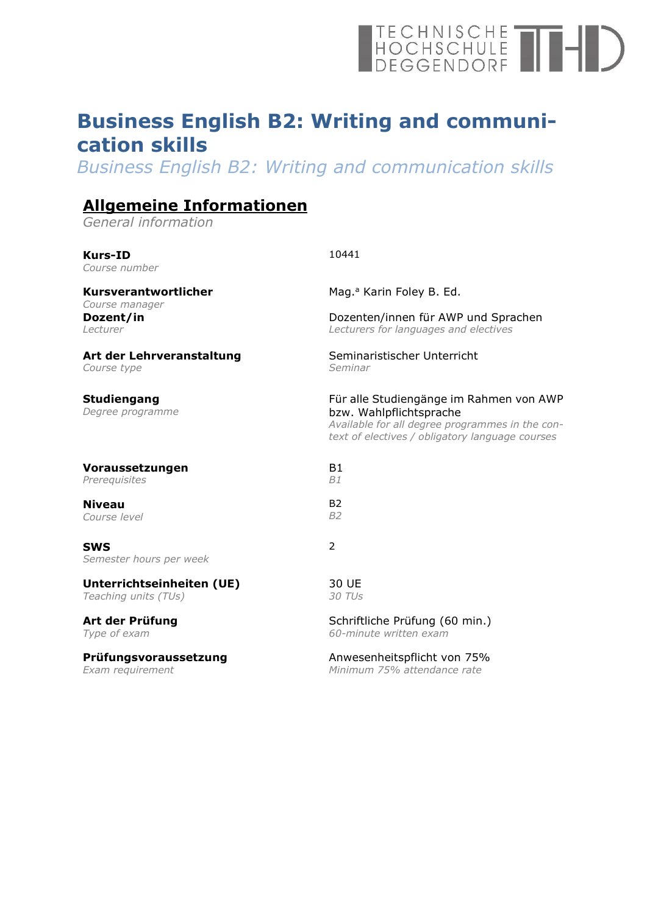# Business English B2: Writing and communication skills

*Business English B2: Writing and communication skills*

## Allgemeine Informationen

*General information*

| | |
|---|---|
| **Kurs-ID**<br>*Course number* | 10441 |
| **Kursverantwortlicher**<br>*Course manager* | Mag.ª Karin Foley B. Ed. |
| **Dozent/in**<br>*Lecturer* | Dozenten/innen für AWP und Sprachen<br>*Lecturers for languages and electives* |
| **Art der Lehrveranstaltung**<br>*Course type* | Seminaristischer Unterricht<br>*Seminar* |
| **Studiengang**<br>*Degree programme* | Für alle Studiengänge im Rahmen von AWP bzw. Wahlpflichtsprache<br>*Available for all degree programmes in the context of electives / obligatory language courses* |
| **Voraussetzungen**<br>*Prerequisites* | B1<br>*B1* |
| **Niveau**<br>*Course level* | B2<br>*B2* |
| **SWS**<br>*Semester hours per week* | 2 |
| **Unterrichtseinheiten (UE)**<br>*Teaching units (TUs)* | 30 UE<br>*30 TUs* |
| **Art der Prüfung**<br>*Type of exam* | Schriftliche Prüfung (60 min.)<br>*60-minute written exam* |
| **Prüfungsvoraussetzung**<br>*Exam requirement* | Anwesenheitspflicht von 75%<br>*Minimum 75% attendance rate* |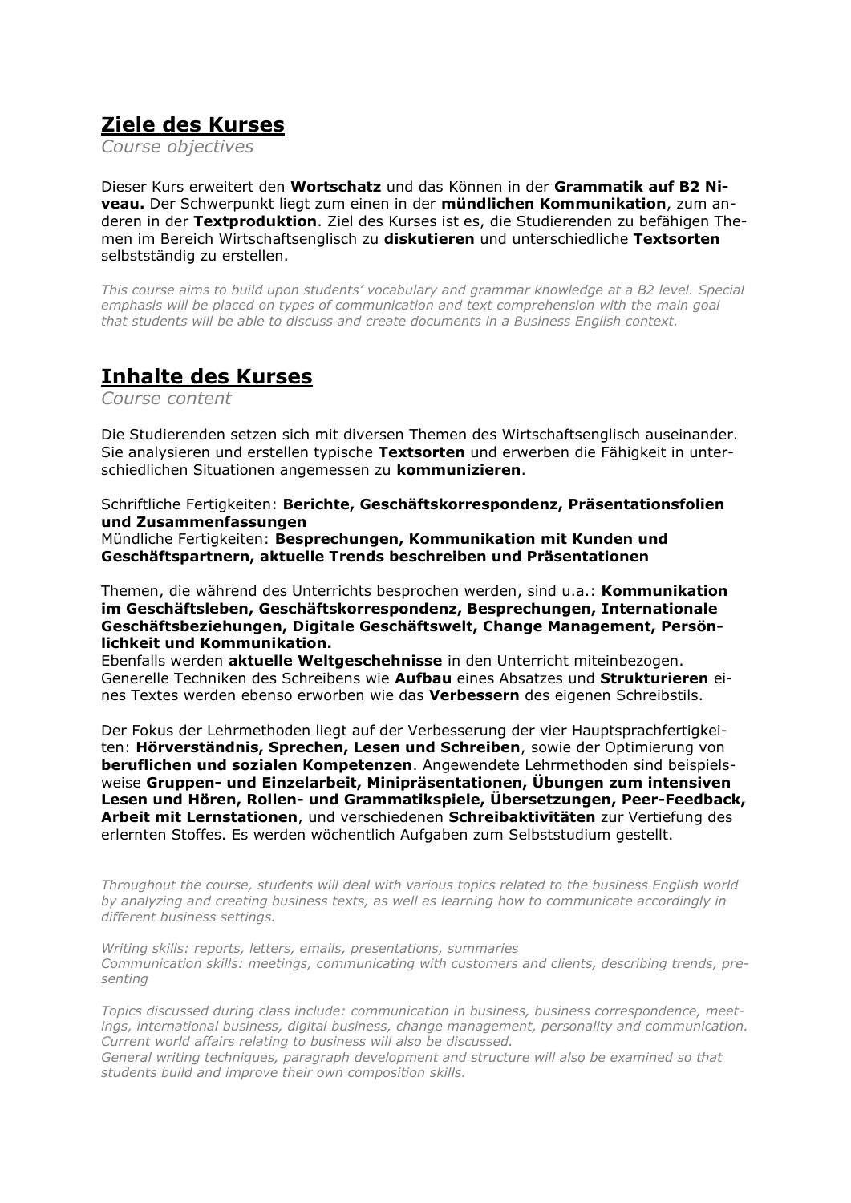## Ziele des Kurses

*Course objectives*

Dieser Kurs erweitert den **Wortschatz** und das Können in der **Grammatik auf B2 Niveau.** Der Schwerpunkt liegt zum einen in der **mündlichen Kommunikation**, zum anderen in der **Textproduktion**. Ziel des Kurses ist es, die Studierenden zu befähigen Themen im Bereich Wirtschaftsenglisch zu **diskutieren** und unterschiedliche **Textsorten** selbstständig zu erstellen.

*This course aims to build upon students' vocabulary and grammar knowledge at a B2 level. Special emphasis will be placed on types of communication and text comprehension with the main goal that students will be able to discuss and create documents in a Business English context.*

## Inhalte des Kurses

*Course content*

Die Studierenden setzen sich mit diversen Themen des Wirtschaftsenglisch auseinander. Sie analysieren und erstellen typische **Textsorten** und erwerben die Fähigkeit in unterschiedlichen Situationen angemessen zu **kommunizieren**.

Schriftliche Fertigkeiten: **Berichte, Geschäftskorrespondenz, Präsentationsfolien und Zusammenfassungen**
Mündliche Fertigkeiten: **Besprechungen, Kommunikation mit Kunden und Geschäftspartnern, aktuelle Trends beschreiben und Präsentationen**

Themen, die während des Unterrichts besprochen werden, sind u.a.: **Kommunikation im Geschäftsleben, Geschäftskorrespondenz, Besprechungen, Internationale Geschäftsbeziehungen, Digitale Geschäftswelt, Change Management, Persönlichkeit und Kommunikation.**
Ebenfalls werden **aktuelle Weltgeschehnisse** in den Unterricht miteinbezogen. Generelle Techniken des Schreibens wie **Aufbau** eines Absatzes und **Strukturieren** eines Textes werden ebenso erworben wie das **Verbessern** des eigenen Schreibstils.

Der Fokus der Lehrmethoden liegt auf der Verbesserung der vier Hauptsprachfertigkeiten: **Hörverständnis, Sprechen, Lesen und Schreiben**, sowie der Optimierung von **beruflichen und sozialen Kompetenzen**. Angewendete Lehrmethoden sind beispielsweise **Gruppen- und Einzelarbeit, Minipräsentationen, Übungen zum intensiven Lesen und Hören, Rollen- und Grammatikspiele, Übersetzungen, Peer-Feedback, Arbeit mit Lernstationen**, und verschiedenen **Schreibaktivitäten** zur Vertiefung des erlernten Stoffes. Es werden wöchentlich Aufgaben zum Selbststudium gestellt.

*Throughout the course, students will deal with various topics related to the business English world by analyzing and creating business texts, as well as learning how to communicate accordingly in different business settings.*

*Writing skills: reports, letters, emails, presentations, summaries*
*Communication skills: meetings, communicating with customers and clients, describing trends, presenting*

*Topics discussed during class include: communication in business, business correspondence, meetings, international business, digital business, change management, personality and communication. Current world affairs relating to business will also be discussed.*
*General writing techniques, paragraph development and structure will also be examined so that students build and improve their own composition skills.*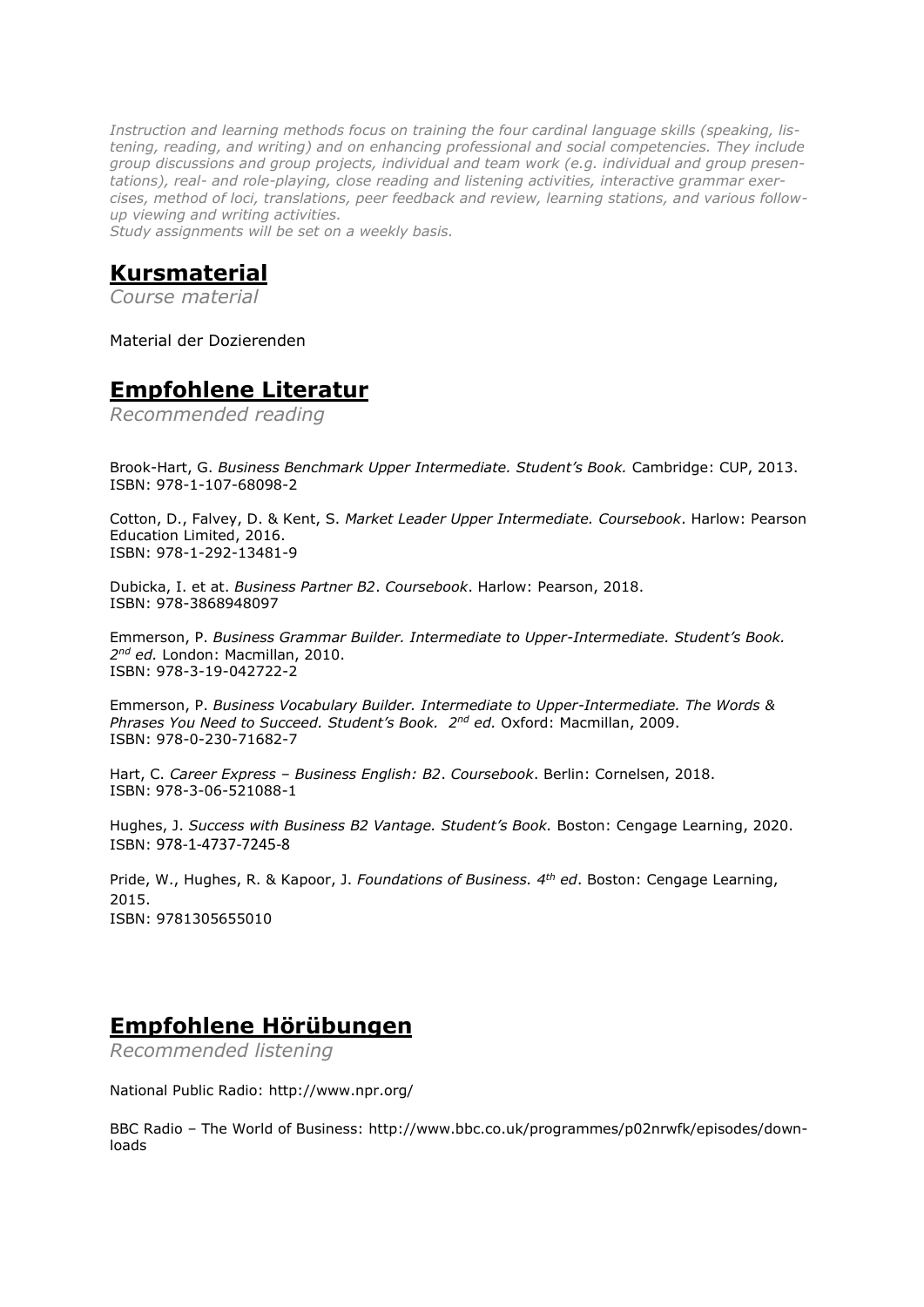*Instruction and learning methods focus on training the four cardinal language skills (speaking, listening, reading, and writing) and on enhancing professional and social competencies. They include group discussions and group projects, individual and team work (e.g. individual and group presentations), real- and role-playing, close reading and listening activities, interactive grammar exercises, method of loci, translations, peer feedback and review, learning stations, and various follow-up viewing and writing activities.*
*Study assignments will be set on a weekly basis.*

## Kursmaterial

*Course material*

Material der Dozierenden

## Empfohlene Literatur

*Recommended reading*

Brook-Hart, G. *Business Benchmark Upper Intermediate. Student's Book.* Cambridge: CUP, 2013.
ISBN: 978-1-107-68098-2

Cotton, D., Falvey, D. & Kent, S. *Market Leader Upper Intermediate. Coursebook*. Harlow: Pearson Education Limited, 2016.
ISBN: 978-1-292-13481-9

Dubicka, I. et at. *Business Partner B2*. *Coursebook*. Harlow: Pearson, 2018.
ISBN: 978-3868948097

Emmerson, P. *Business Grammar Builder. Intermediate to Upper-Intermediate. Student's Book. 2nd ed.* London: Macmillan, 2010.
ISBN: 978-3-19-042722-2

Emmerson, P. *Business Vocabulary Builder. Intermediate to Upper-Intermediate. The Words & Phrases You Need to Succeed. Student's Book. 2nd ed.* Oxford: Macmillan, 2009.
ISBN: 978-0-230-71682-7

Hart, C. *Career Express – Business English: B2*. *Coursebook*. Berlin: Cornelsen, 2018.
ISBN: 978-3-06-521088-1

Hughes, J. *Success with Business B2 Vantage. Student's Book.* Boston: Cengage Learning, 2020.
ISBN: 978-1-4737-7245-8

Pride, W., Hughes, R. & Kapoor, J. *Foundations of Business. 4th ed*. Boston: Cengage Learning, 2015.
ISBN: 9781305655010

## Empfohlene Hörübungen

*Recommended listening*

National Public Radio: http://www.npr.org/

BBC Radio – The World of Business: http://www.bbc.co.uk/programmes/p02nrwfk/episodes/downloads